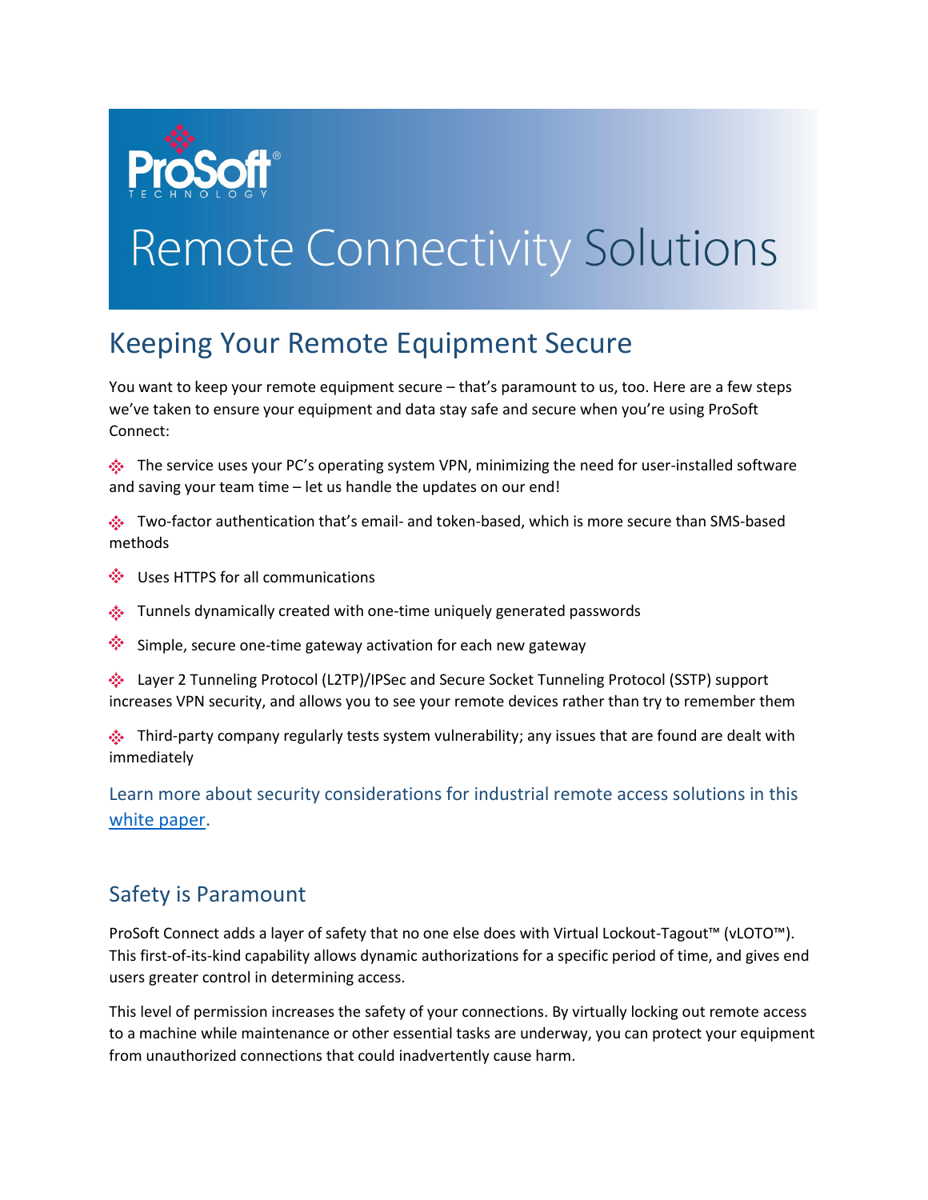ProSoft® TECHNOLOGY

# Remote Connectivity Solutions

## Keeping Your Remote Equipment Secure

You want to keep your remote equipment secure – that's paramount to us, too. Here are a few steps we've taken to ensure your equipment and data stay safe and secure when you're using ProSoft Connect:

- The service uses your PC's operating system VPN, minimizing the need for user-installed software and saving your team time – let us handle the updates on our end!
- Two-factor authentication that's email- and token-based, which is more secure than SMS-based methods
- Uses HTTPS for all communications
- Tunnels dynamically created with one-time uniquely generated passwords
- Simple, secure one-time gateway activation for each new gateway
- Layer 2 Tunneling Protocol (L2TP)/IPSec and Secure Socket Tunneling Protocol (SSTP) support increases VPN security, and allows you to see your remote devices rather than try to remember them
- Third-party company regularly tests system vulnerability; any issues that are found are dealt with immediately

Learn more about security considerations for industrial remote access solutions in this white paper.

### Safety is Paramount

ProSoft Connect adds a layer of safety that no one else does with Virtual Lockout-Tagout™ (vLOTO™). This first-of-its-kind capability allows dynamic authorizations for a specific period of time, and gives end users greater control in determining access.

This level of permission increases the safety of your connections. By virtually locking out remote access to a machine while maintenance or other essential tasks are underway, you can protect your equipment from unauthorized connections that could inadvertently cause harm.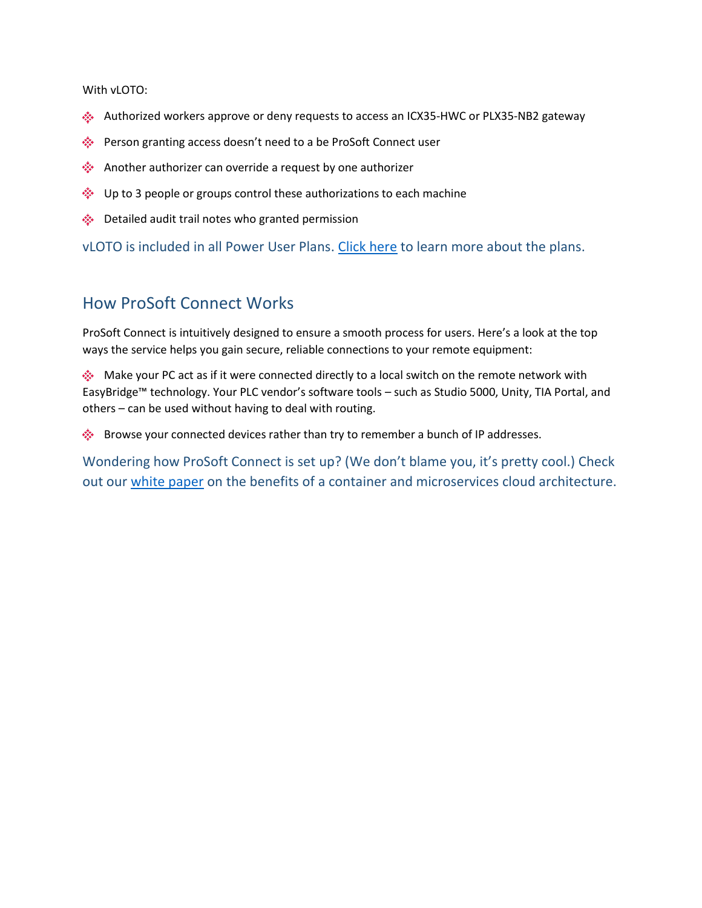With vLOTO:

- Authorized workers approve or deny requests to access an ICX35-HWC or PLX35-NB2 gateway
- Person granting access doesn't need to a be ProSoft Connect user
- Another authorizer can override a request by one authorizer
- Up to 3 people or groups control these authorizations to each machine
- Detailed audit trail notes who granted permission

vLOTO is included in all Power User Plans. Click here to learn more about the plans.

## How ProSoft Connect Works

ProSoft Connect is intuitively designed to ensure a smooth process for users. Here's a look at the top ways the service helps you gain secure, reliable connections to your remote equipment:

- Make your PC act as if it were connected directly to a local switch on the remote network with EasyBridge™ technology. Your PLC vendor's software tools – such as Studio 5000, Unity, TIA Portal, and others – can be used without having to deal with routing.
- Browse your connected devices rather than try to remember a bunch of IP addresses.

Wondering how ProSoft Connect is set up? (We don't blame you, it's pretty cool.) Check out our white paper on the benefits of a container and microservices cloud architecture.